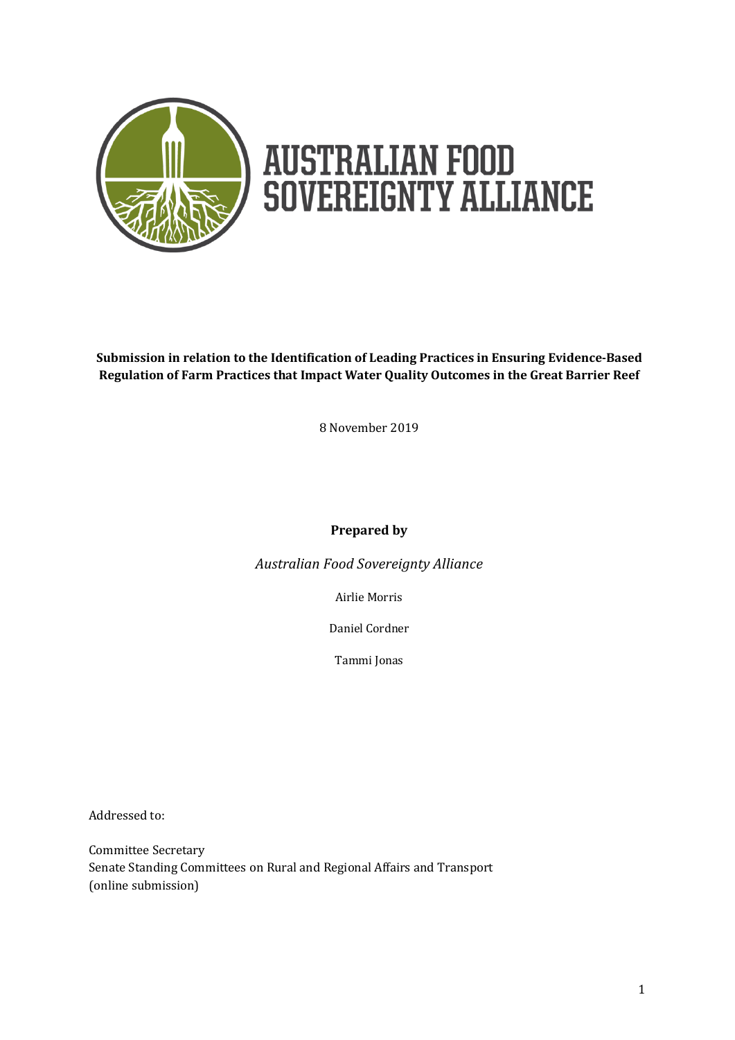# AUSTRALIAN FOOD SOVEREIGNTY ALLIANCE

**Submission in relation to the Identification of Leading Practices in Ensuring Evidence-Based Regulation of Farm Practices that Impact Water Quality Outcomes in the Great Barrier Reef**

8 November 2019

**Prepared by**

*Australian Food Sovereignty Alliance*

Airlie Morris

Daniel Cordner

Tammi Jonas

Addressed to:

Committee Secretary
Senate Standing Committees on Rural and Regional Affairs and Transport
(online submission)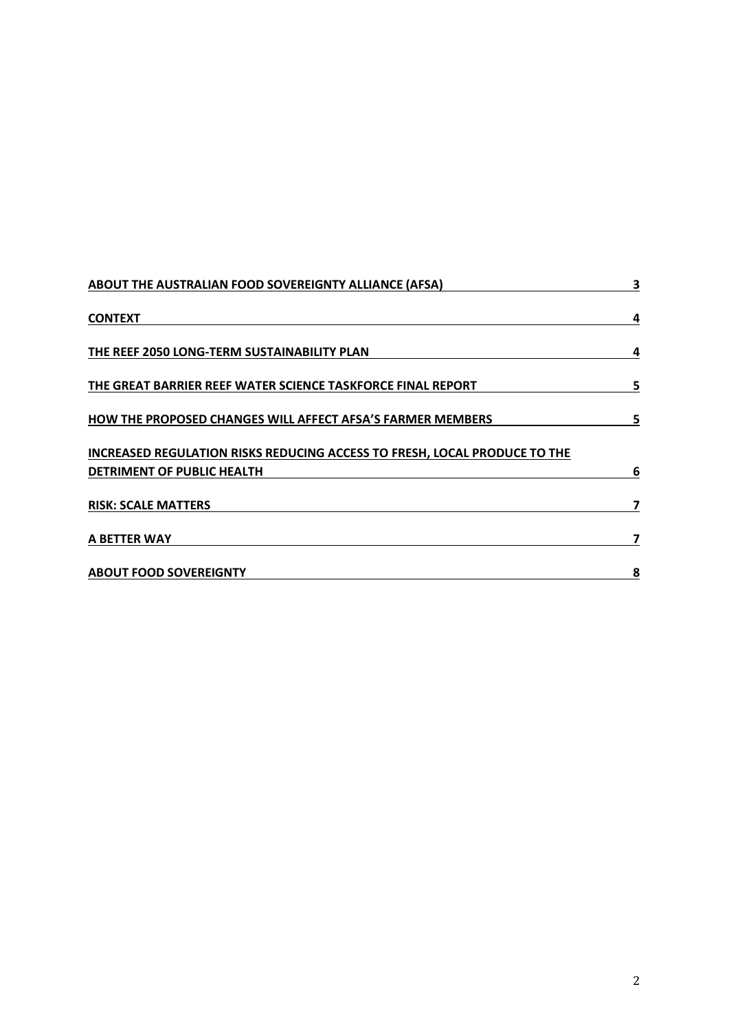| | |
|---|---|
| **ABOUT THE AUSTRALIAN FOOD SOVEREIGNTY ALLIANCE (AFSA)** | **3** |
| **CONTEXT** | **4** |
| **THE REEF 2050 LONG-TERM SUSTAINABILITY PLAN** | **4** |
| **THE GREAT BARRIER REEF WATER SCIENCE TASKFORCE FINAL REPORT** | **5** |
| **HOW THE PROPOSED CHANGES WILL AFFECT AFSA'S FARMER MEMBERS** | **5** |
| **INCREASED REGULATION RISKS REDUCING ACCESS TO FRESH, LOCAL PRODUCE TO THE DETRIMENT OF PUBLIC HEALTH** | **6** |
| **RISK: SCALE MATTERS** | **7** |
| **A BETTER WAY** | **7** |
| **ABOUT FOOD SOVEREIGNTY** | **8** |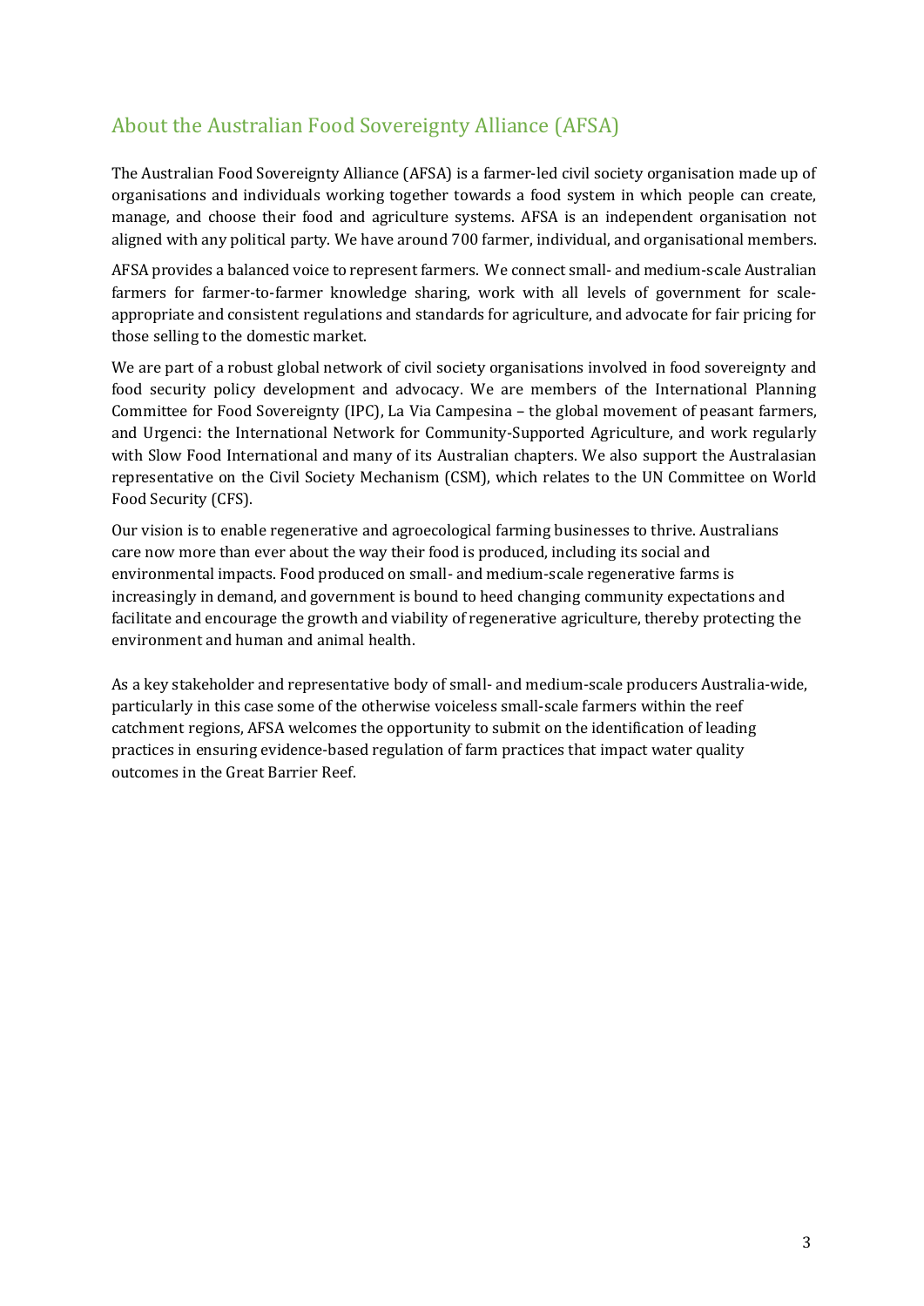## About the Australian Food Sovereignty Alliance (AFSA)

The Australian Food Sovereignty Alliance (AFSA) is a farmer-led civil society organisation made up of organisations and individuals working together towards a food system in which people can create, manage, and choose their food and agriculture systems. AFSA is an independent organisation not aligned with any political party. We have around 700 farmer, individual, and organisational members.

AFSA provides a balanced voice to represent farmers. We connect small- and medium-scale Australian farmers for farmer-to-farmer knowledge sharing, work with all levels of government for scale-appropriate and consistent regulations and standards for agriculture, and advocate for fair pricing for those selling to the domestic market.

We are part of a robust global network of civil society organisations involved in food sovereignty and food security policy development and advocacy. We are members of the International Planning Committee for Food Sovereignty (IPC), La Via Campesina – the global movement of peasant farmers, and Urgenci: the International Network for Community-Supported Agriculture, and work regularly with Slow Food International and many of its Australian chapters. We also support the Australasian representative on the Civil Society Mechanism (CSM), which relates to the UN Committee on World Food Security (CFS).

Our vision is to enable regenerative and agroecological farming businesses to thrive. Australians care now more than ever about the way their food is produced, including its social and environmental impacts. Food produced on small- and medium-scale regenerative farms is increasingly in demand, and government is bound to heed changing community expectations and facilitate and encourage the growth and viability of regenerative agriculture, thereby protecting the environment and human and animal health.

As a key stakeholder and representative body of small- and medium-scale producers Australia-wide, particularly in this case some of the otherwise voiceless small-scale farmers within the reef catchment regions, AFSA welcomes the opportunity to submit on the identification of leading practices in ensuring evidence-based regulation of farm practices that impact water quality outcomes in the Great Barrier Reef.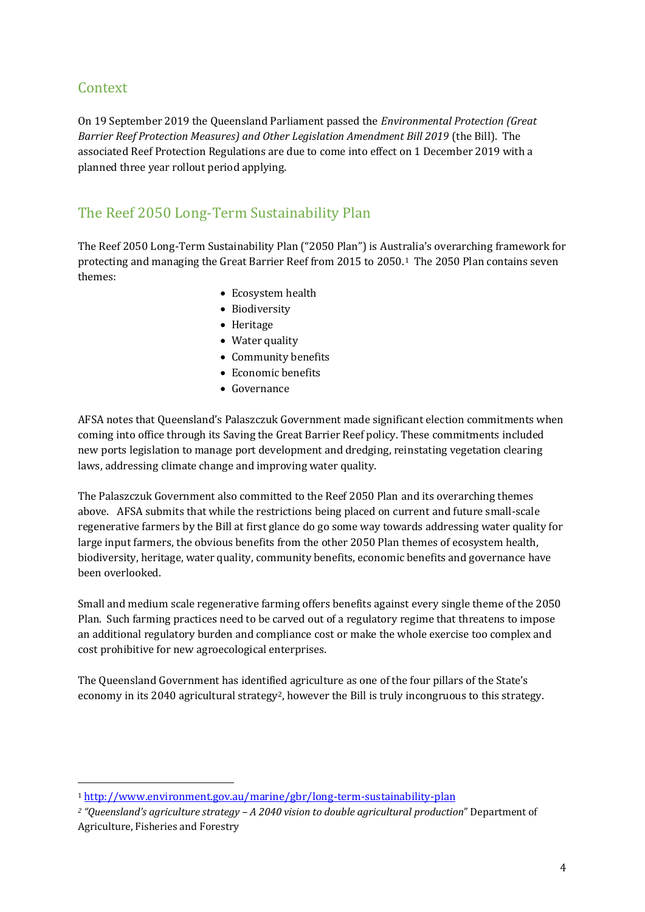## Context

On 19 September 2019 the Queensland Parliament passed the *Environmental Protection (Great Barrier Reef Protection Measures) and Other Legislation Amendment Bill 2019* (the Bill). The associated Reef Protection Regulations are due to come into effect on 1 December 2019 with a planned three year rollout period applying.

## The Reef 2050 Long-Term Sustainability Plan

The Reef 2050 Long-Term Sustainability Plan ("2050 Plan") is Australia's overarching framework for protecting and managing the Great Barrier Reef from 2015 to 2050.[1] The 2050 Plan contains seven themes:

- Ecosystem health
- Biodiversity
- Heritage
- Water quality
- Community benefits
- Economic benefits
- Governance

AFSA notes that Queensland's Palaszczuk Government made significant election commitments when coming into office through its Saving the Great Barrier Reef policy. These commitments included new ports legislation to manage port development and dredging, reinstating vegetation clearing laws, addressing climate change and improving water quality.

The Palaszczuk Government also committed to the Reef 2050 Plan and its overarching themes above. AFSA submits that while the restrictions being placed on current and future small-scale regenerative farmers by the Bill at first glance do go some way towards addressing water quality for large input farmers, the obvious benefits from the other 2050 Plan themes of ecosystem health, biodiversity, heritage, water quality, community benefits, economic benefits and governance have been overlooked.

Small and medium scale regenerative farming offers benefits against every single theme of the 2050 Plan. Such farming practices need to be carved out of a regulatory regime that threatens to impose an additional regulatory burden and compliance cost or make the whole exercise too complex and cost prohibitive for new agroecological enterprises.

The Queensland Government has identified agriculture as one of the four pillars of the State's economy in its 2040 agricultural strategy[2], however the Bill is truly incongruous to this strategy.

---

[1] http://www.environment.gov.au/marine/gbr/long-term-sustainability-plan

[2] *"Queensland's agriculture strategy – A 2040 vision to double agricultural production"* Department of Agriculture, Fisheries and Forestry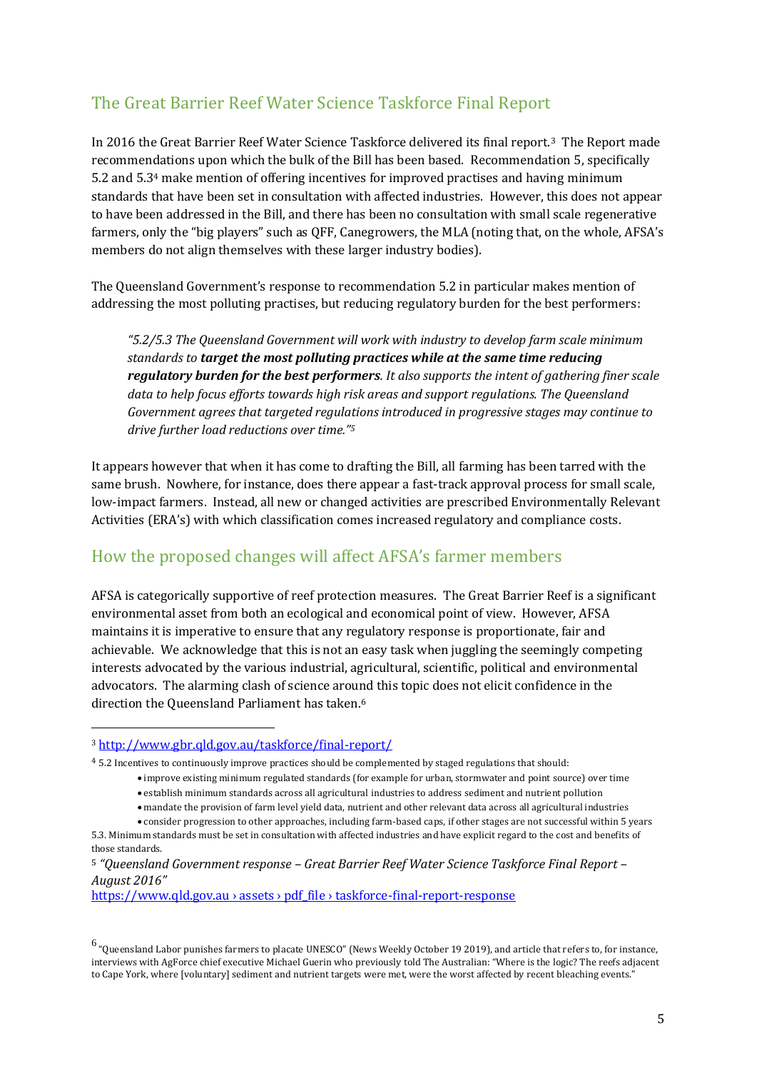## The Great Barrier Reef Water Science Taskforce Final Report

In 2016 the Great Barrier Reef Water Science Taskforce delivered its final report.[3] The Report made recommendations upon which the bulk of the Bill has been based. Recommendation 5, specifically 5.2 and 5.3[4] make mention of offering incentives for improved practises and having minimum standards that have been set in consultation with affected industries. However, this does not appear to have been addressed in the Bill, and there has been no consultation with small scale regenerative farmers, only the "big players" such as QFF, Canegrowers, the MLA (noting that, on the whole, AFSA's members do not align themselves with these larger industry bodies).

The Queensland Government's response to recommendation 5.2 in particular makes mention of addressing the most polluting practises, but reducing regulatory burden for the best performers:

> *"5.2/5.3 The Queensland Government will work with industry to develop farm scale minimum standards to **target the most polluting practices while at the same time reducing regulatory burden for the best performers**. It also supports the intent of gathering finer scale data to help focus efforts towards high risk areas and support regulations. The Queensland Government agrees that targeted regulations introduced in progressive stages may continue to drive further load reductions over time."*[5]

It appears however that when it has come to drafting the Bill, all farming has been tarred with the same brush. Nowhere, for instance, does there appear a fast-track approval process for small scale, low-impact farmers. Instead, all new or changed activities are prescribed Environmentally Relevant Activities (ERA's) with which classification comes increased regulatory and compliance costs.

## How the proposed changes will affect AFSA's farmer members

AFSA is categorically supportive of reef protection measures. The Great Barrier Reef is a significant environmental asset from both an ecological and economical point of view. However, AFSA maintains it is imperative to ensure that any regulatory response is proportionate, fair and achievable. We acknowledge that this is not an easy task when juggling the seemingly competing interests advocated by the various industrial, agricultural, scientific, political and environmental advocators. The alarming clash of science around this topic does not elicit confidence in the direction the Queensland Parliament has taken.[6]

---

[3] http://www.gbr.qld.gov.au/taskforce/final-report/

[4] 5.2 Incentives to continuously improve practices should be complemented by staged regulations that should:

- improve existing minimum regulated standards (for example for urban, stormwater and point source) over time
- establish minimum standards across all agricultural industries to address sediment and nutrient pollution
- mandate the provision of farm level yield data, nutrient and other relevant data across all agricultural industries
- consider progression to other approaches, including farm-based caps, if other stages are not successful within 5 years

5.3. Minimum standards must be set in consultation with affected industries and have explicit regard to the cost and benefits of those standards.

[5] *"Queensland Government response – Great Barrier Reef Water Science Taskforce Final Report – August 2016"* https://www.qld.gov.au › assets › pdf_file › taskforce-final-report-response

[6] "Queensland Labor punishes farmers to placate UNESCO" (News Weekly October 19 2019), and article that refers to, for instance, interviews with AgForce chief executive Michael Guerin who previously told The Australian: "Where is the logic? The reefs adjacent to Cape York, where [voluntary] sediment and nutrient targets were met, were the worst affected by recent bleaching events."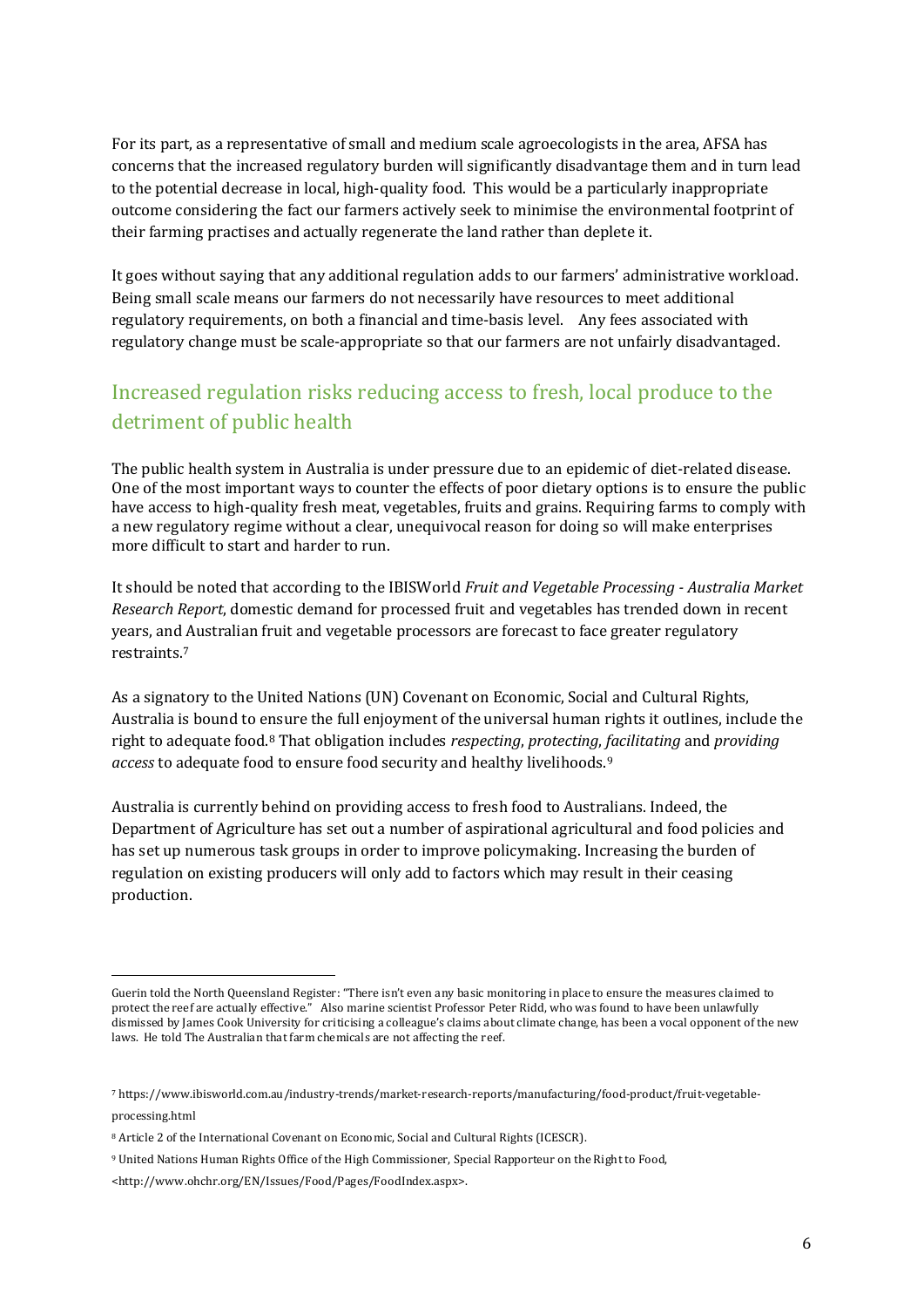For its part, as a representative of small and medium scale agroecologists in the area, AFSA has concerns that the increased regulatory burden will significantly disadvantage them and in turn lead to the potential decrease in local, high-quality food. This would be a particularly inappropriate outcome considering the fact our farmers actively seek to minimise the environmental footprint of their farming practises and actually regenerate the land rather than deplete it.

It goes without saying that any additional regulation adds to our farmers' administrative workload. Being small scale means our farmers do not necessarily have resources to meet additional regulatory requirements, on both a financial and time-basis level. Any fees associated with regulatory change must be scale-appropriate so that our farmers are not unfairly disadvantaged.

## Increased regulation risks reducing access to fresh, local produce to the detriment of public health

The public health system in Australia is under pressure due to an epidemic of diet-related disease. One of the most important ways to counter the effects of poor dietary options is to ensure the public have access to high-quality fresh meat, vegetables, fruits and grains. Requiring farms to comply with a new regulatory regime without a clear, unequivocal reason for doing so will make enterprises more difficult to start and harder to run.

It should be noted that according to the IBISWorld *Fruit and Vegetable Processing - Australia Market Research Report*, domestic demand for processed fruit and vegetables has trended down in recent years, and Australian fruit and vegetable processors are forecast to face greater regulatory restraints.[7]

As a signatory to the United Nations (UN) Covenant on Economic, Social and Cultural Rights, Australia is bound to ensure the full enjoyment of the universal human rights it outlines, include the right to adequate food.[8] That obligation includes *respecting*, *protecting*, *facilitating* and *providing access* to adequate food to ensure food security and healthy livelihoods.[9]

Australia is currently behind on providing access to fresh food to Australians. Indeed, the Department of Agriculture has set out a number of aspirational agricultural and food policies and has set up numerous task groups in order to improve policymaking. Increasing the burden of regulation on existing producers will only add to factors which may result in their ceasing production.

---

Guerin told the North Queensland Register: "There isn't even any basic monitoring in place to ensure the measures claimed to protect the reef are actually effective." Also marine scientist Professor Peter Ridd, who was found to have been unlawfully dismissed by James Cook University for criticising a colleague's claims about climate change, has been a vocal opponent of the new laws. He told The Australian that farm chemicals are not affecting the reef.

[7] https://www.ibisworld.com.au/industry-trends/market-research-reports/manufacturing/food-product/fruit-vegetable-processing.html

[8] Article 2 of the International Covenant on Economic, Social and Cultural Rights (ICESCR).

[9] United Nations Human Rights Office of the High Commissioner, Special Rapporteur on the Right to Food, <http://www.ohchr.org/EN/Issues/Food/Pages/FoodIndex.aspx>.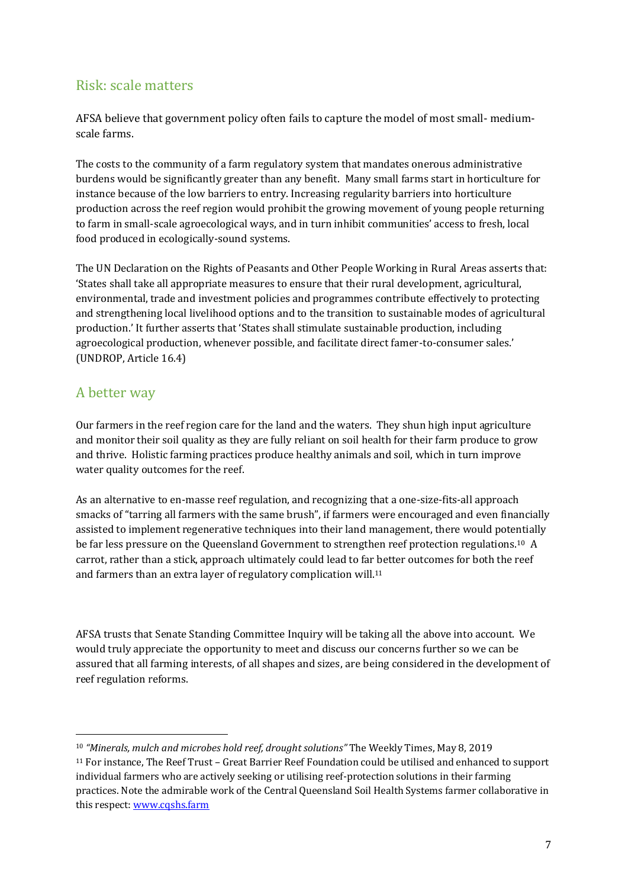## Risk: scale matters

AFSA believe that government policy often fails to capture the model of most small- medium-scale farms.

The costs to the community of a farm regulatory system that mandates onerous administrative burdens would be significantly greater than any benefit. Many small farms start in horticulture for instance because of the low barriers to entry. Increasing regularity barriers into horticulture production across the reef region would prohibit the growing movement of young people returning to farm in small-scale agroecological ways, and in turn inhibit communities' access to fresh, local food produced in ecologically-sound systems.

The UN Declaration on the Rights of Peasants and Other People Working in Rural Areas asserts that: 'States shall take all appropriate measures to ensure that their rural development, agricultural, environmental, trade and investment policies and programmes contribute effectively to protecting and strengthening local livelihood options and to the transition to sustainable modes of agricultural production.' It further asserts that 'States shall stimulate sustainable production, including agroecological production, whenever possible, and facilitate direct famer-to-consumer sales.' (UNDROP, Article 16.4)

## A better way

Our farmers in the reef region care for the land and the waters. They shun high input agriculture and monitor their soil quality as they are fully reliant on soil health for their farm produce to grow and thrive. Holistic farming practices produce healthy animals and soil, which in turn improve water quality outcomes for the reef.

As an alternative to en-masse reef regulation, and recognizing that a one-size-fits-all approach smacks of "tarring all farmers with the same brush", if farmers were encouraged and even financially assisted to implement regenerative techniques into their land management, there would potentially be far less pressure on the Queensland Government to strengthen reef protection regulations.[10] A carrot, rather than a stick, approach ultimately could lead to far better outcomes for both the reef and farmers than an extra layer of regulatory complication will.[11]

AFSA trusts that Senate Standing Committee Inquiry will be taking all the above into account. We would truly appreciate the opportunity to meet and discuss our concerns further so we can be assured that all farming interests, of all shapes and sizes, are being considered in the development of reef regulation reforms.

---

[10] *"Minerals, mulch and microbes hold reef, drought solutions"* The Weekly Times, May 8, 2019

[11] For instance, The Reef Trust – Great Barrier Reef Foundation could be utilised and enhanced to support individual farmers who are actively seeking or utilising reef-protection solutions in their farming practices. Note the admirable work of the Central Queensland Soil Health Systems farmer collaborative in this respect: [www.cqshs.farm](http://www.cqshs.farm)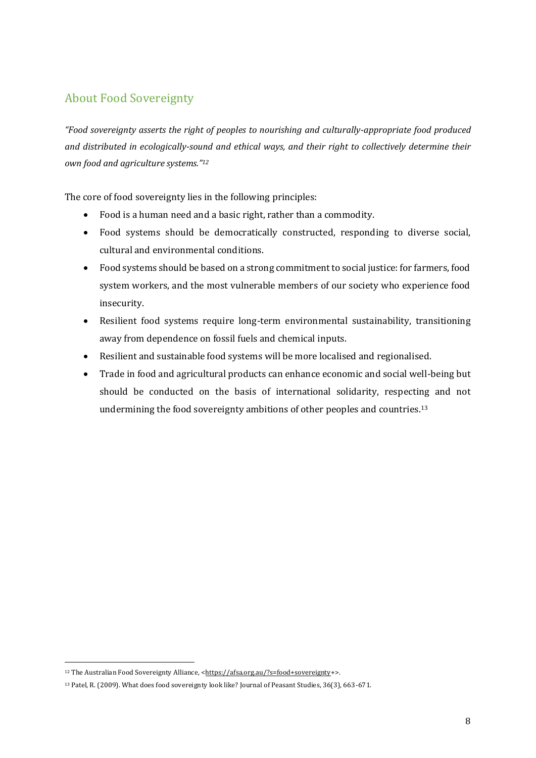## About Food Sovereignty

*"Food sovereignty asserts the right of peoples to nourishing and culturally-appropriate food produced and distributed in ecologically-sound and ethical ways, and their right to collectively determine their own food and agriculture systems."*[12]

The core of food sovereignty lies in the following principles:

- Food is a human need and a basic right, rather than a commodity.
- Food systems should be democratically constructed, responding to diverse social, cultural and environmental conditions.
- Food systems should be based on a strong commitment to social justice: for farmers, food system workers, and the most vulnerable members of our society who experience food insecurity.
- Resilient food systems require long-term environmental sustainability, transitioning away from dependence on fossil fuels and chemical inputs.
- Resilient and sustainable food systems will be more localised and regionalised.
- Trade in food and agricultural products can enhance economic and social well-being but should be conducted on the basis of international solidarity, respecting and not undermining the food sovereignty ambitions of other peoples and countries.[13]

---

[12] The Australian Food Sovereignty Alliance, <https://afsa.org.au/?s=food+sovereignty+>.

[13] Patel, R. (2009). What does food sovereignty look like? Journal of Peasant Studies, 36(3), 663-671.